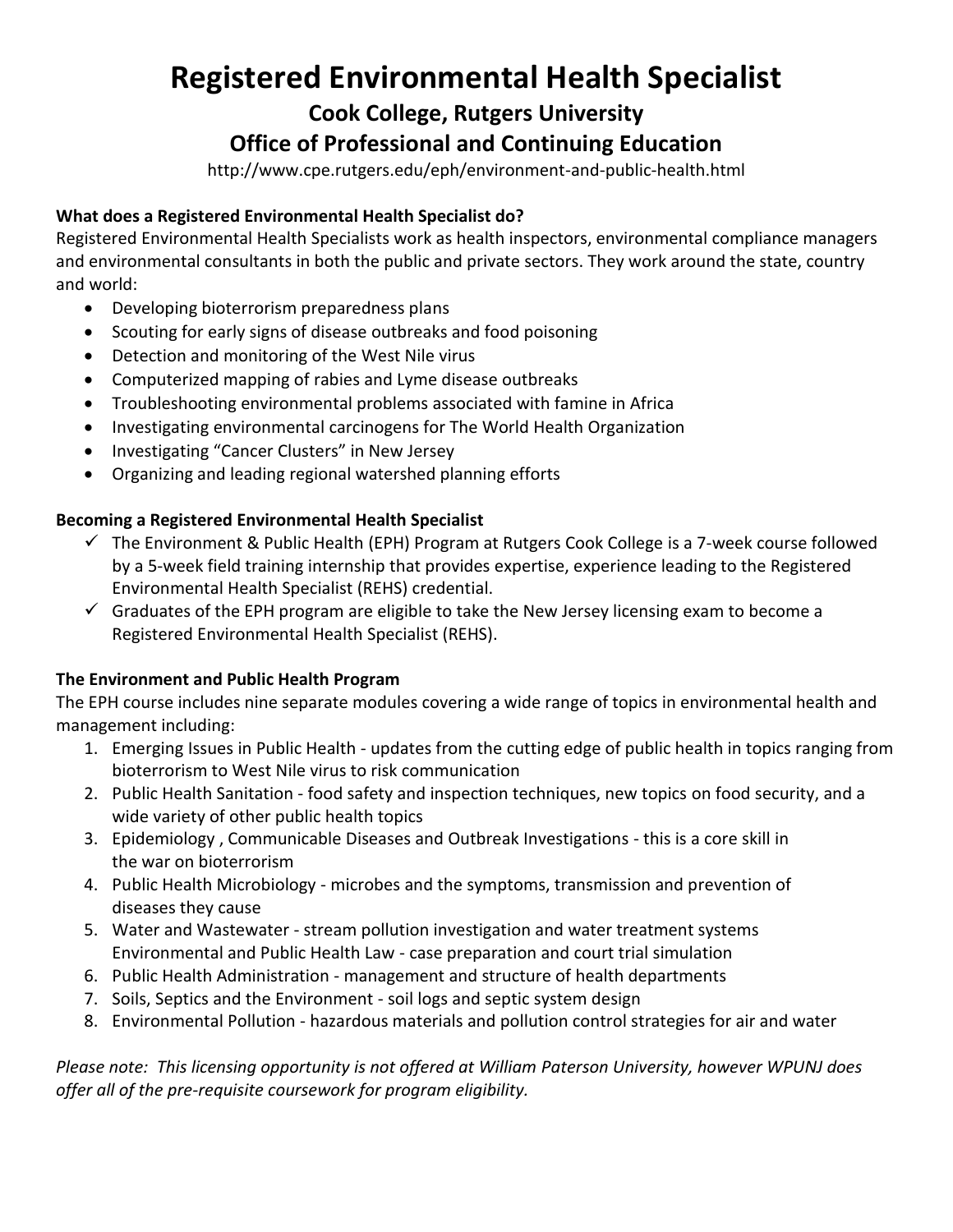# Registered Environmental Health Specialist

## Cook College, Rutgers University

## Office of Professional and Continuing Education

http://www.cpe.rutgers.edu/eph/environment-and-public-health.html

**What does a Registered Environmental Health Specialist do?**

Registered Environmental Health Specialists work as health inspectors, environmental compliance managers and environmental consultants in both the public and private sectors. They work around the state, country and world:

- Developing bioterrorism preparedness plans
- Scouting for early signs of disease outbreaks and food poisoning
- Detection and monitoring of the West Nile virus
- Computerized mapping of rabies and Lyme disease outbreaks
- Troubleshooting environmental problems associated with famine in Africa
- Investigating environmental carcinogens for The World Health Organization
- Investigating "Cancer Clusters" in New Jersey
- Organizing and leading regional watershed planning efforts

**Becoming a Registered Environmental Health Specialist**

- ✓ The Environment & Public Health (EPH) Program at Rutgers Cook College is a 7-week course followed by a 5-week field training internship that provides expertise, experience leading to the Registered Environmental Health Specialist (REHS) credential.
- ✓ Graduates of the EPH program are eligible to take the New Jersey licensing exam to become a Registered Environmental Health Specialist (REHS).

**The Environment and Public Health Program**

The EPH course includes nine separate modules covering a wide range of topics in environmental health and management including:

1. Emerging Issues in Public Health - updates from the cutting edge of public health in topics ranging from bioterrorism to West Nile virus to risk communication
2. Public Health Sanitation - food safety and inspection techniques, new topics on food security, and a wide variety of other public health topics
3. Epidemiology , Communicable Diseases and Outbreak Investigations - this is a core skill in the war on bioterrorism
4. Public Health Microbiology - microbes and the symptoms, transmission and prevention of diseases they cause
5. Water and Wastewater - stream pollution investigation and water treatment systems Environmental and Public Health Law - case preparation and court trial simulation
6. Public Health Administration - management and structure of health departments
7. Soils, Septics and the Environment - soil logs and septic system design
8. Environmental Pollution - hazardous materials and pollution control strategies for air and water

*Please note: This licensing opportunity is not offered at William Paterson University, however WPUNJ does offer all of the pre-requisite coursework for program eligibility.*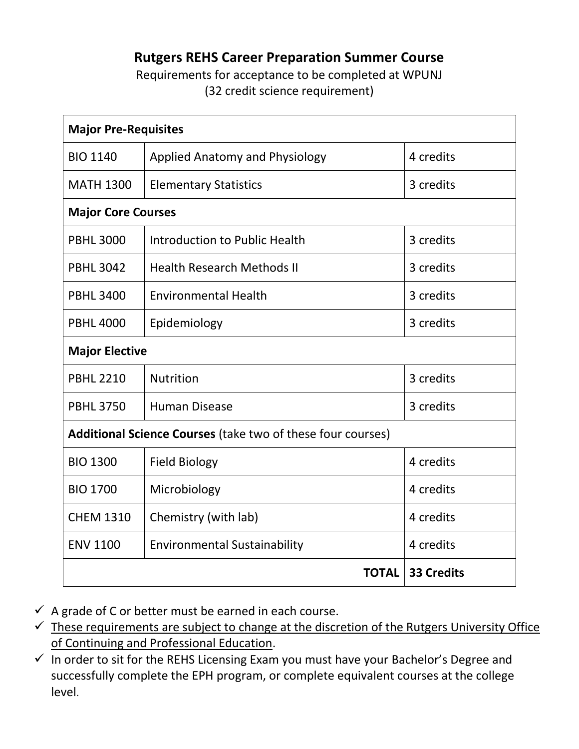# Rutgers REHS Career Preparation Summer Course

Requirements for acceptance to be completed at WPUNJ
(32 credit science requirement)

| | | |
|---|---|---|
| **Major Pre-Requisites** | | |
| BIO 1140 | Applied Anatomy and Physiology | 4 credits |
| MATH 1300 | Elementary Statistics | 3 credits |
| **Major Core Courses** | | |
| PBHL 3000 | Introduction to Public Health | 3 credits |
| PBHL 3042 | Health Research Methods II | 3 credits |
| PBHL 3400 | Environmental Health | 3 credits |
| PBHL 4000 | Epidemiology | 3 credits |
| **Major Elective** | | |
| PBHL 2210 | Nutrition | 3 credits |
| PBHL 3750 | Human Disease | 3 credits |
| **Additional Science Courses** (take two of these four courses) | | |
| BIO 1300 | Field Biology | 4 credits |
| BIO 1700 | Microbiology | 4 credits |
| CHEM 1310 | Chemistry (with lab) | 4 credits |
| ENV 1100 | Environmental Sustainability | 4 credits |
| | **TOTAL** | **33 Credits** |

- ✓ A grade of C or better must be earned in each course.
- ✓ These requirements are subject to change at the discretion of the Rutgers University Office of Continuing and Professional Education.
- ✓ In order to sit for the REHS Licensing Exam you must have your Bachelor's Degree and successfully complete the EPH program, or complete equivalent courses at the college level.